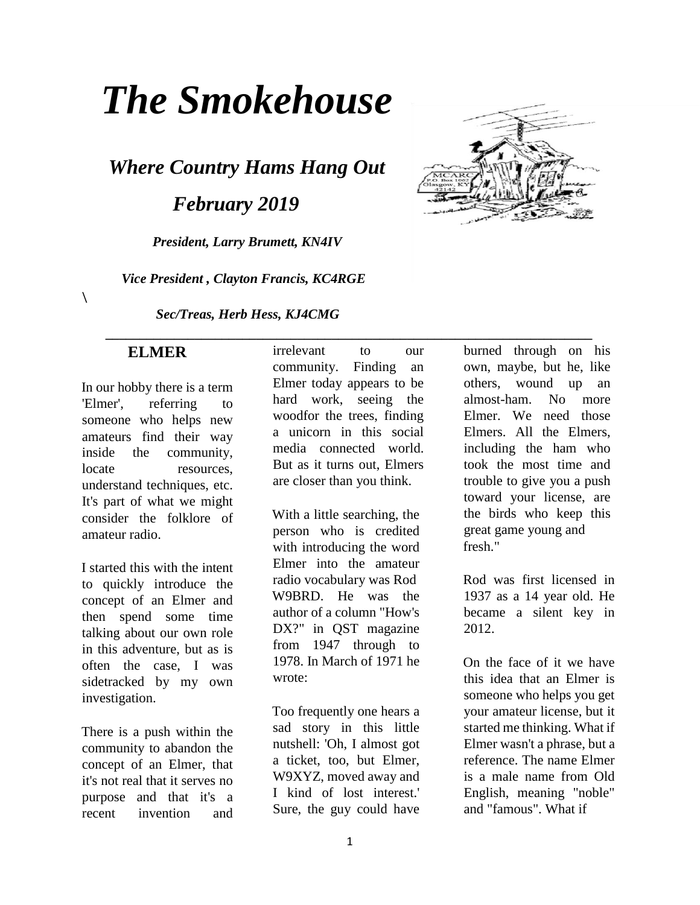# *The Smokehouse*

## *Where Country Hams Hang Out*

## *February 2019*

***President, Larry Brumett, KN4IV***

***Vice President , Clayton Francis, KC4RGE***

\

***Sec/Treas, Herb Hess, KJ4CMG***

---

## ELMER

In our hobby there is a term 'Elmer', referring to someone who helps new amateurs find their way inside the community, locate resources, understand techniques, etc. It's part of what we might consider the folklore of amateur radio.

I started this with the intent to quickly introduce the concept of an Elmer and then spend some time talking about our own role in this adventure, but as is often the case, I was sidetracked by my own investigation.

There is a push within the community to abandon the concept of an Elmer, that it's not real that it serves no purpose and that it's a recent invention and irrelevant to our community. Finding an Elmer today appears to be hard work, seeing the woodfor the trees, finding a unicorn in this social media connected world. But as it turns out, Elmers are closer than you think.

With a little searching, the person who is credited with introducing the word Elmer into the amateur radio vocabulary was Rod W9BRD. He was the author of a column "How's DX?" in QST magazine from 1947 through to 1978. In March of 1971 he wrote:

Too frequently one hears a sad story in this little nutshell: 'Oh, I almost got a ticket, too, but Elmer, W9XYZ, moved away and I kind of lost interest.' Sure, the guy could have burned through on his own, maybe, but he, like others, wound up an almost-ham. No more Elmer. We need those Elmers. All the Elmers, including the ham who took the most time and trouble to give you a push toward your license, are the birds who keep this great game young and fresh."

Rod was first licensed in 1937 as a 14 year old. He became a silent key in 2012.

On the face of it we have this idea that an Elmer is someone who helps you get your amateur license, but it started me thinking. What if Elmer wasn't a phrase, but a reference. The name Elmer is a male name from Old English, meaning "noble" and "famous". What if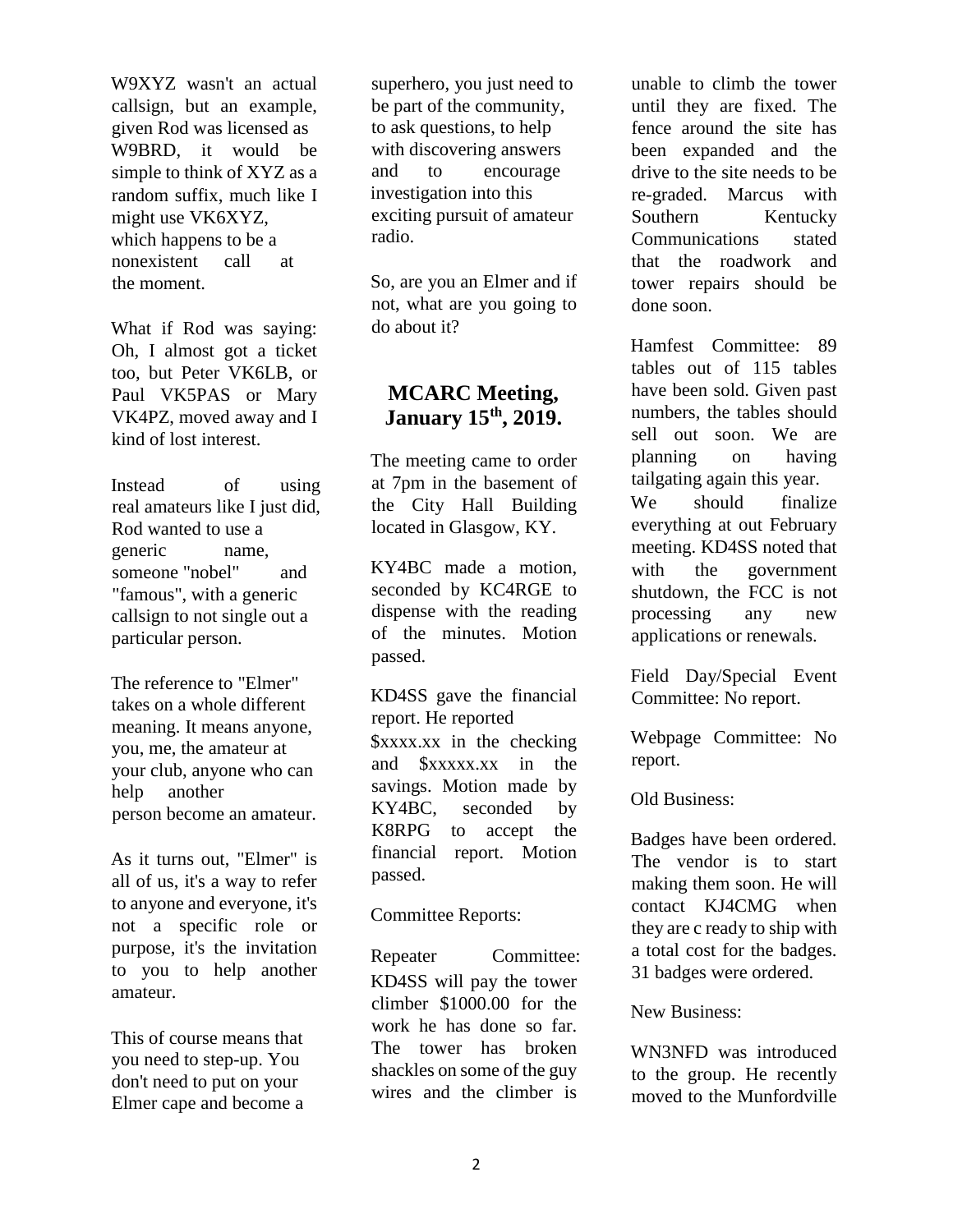W9XYZ wasn't an actual callsign, but an example, given Rod was licensed as W9BRD, it would be simple to think of XYZ as a random suffix, much like I might use VK6XYZ, which happens to be a nonexistent call at the moment.

What if Rod was saying: Oh, I almost got a ticket too, but Peter VK6LB, or Paul VK5PAS or Mary VK4PZ, moved away and I kind of lost interest.

Instead of using real amateurs like I just did, Rod wanted to use a generic name, someone "nobel" and "famous", with a generic callsign to not single out a particular person.

The reference to "Elmer" takes on a whole different meaning. It means anyone, you, me, the amateur at your club, anyone who can help another person become an amateur.

As it turns out, "Elmer" is all of us, it's a way to refer to anyone and everyone, it's not a specific role or purpose, it's the invitation to you to help another amateur.

This of course means that you need to step-up. You don't need to put on your Elmer cape and become a superhero, you just need to be part of the community, to ask questions, to help with discovering answers and to encourage investigation into this exciting pursuit of amateur radio.

So, are you an Elmer and if not, what are you going to do about it?

## MCARC Meeting, January 15th, 2019.

The meeting came to order at 7pm in the basement of the City Hall Building located in Glasgow, KY.

KY4BC made a motion, seconded by KC4RGE to dispense with the reading of the minutes. Motion passed.

KD4SS gave the financial report. He reported $xxxx.xx in the checking and $xxxxx.xx in the savings. Motion made by KY4BC, seconded by K8RPG to accept the financial report. Motion passed.

Committee Reports:

Repeater Committee: KD4SS will pay the tower climber $1000.00 for the work he has done so far. The tower has broken shackles on some of the guy wires and the climber is unable to climb the tower until they are fixed. The fence around the site has been expanded and the drive to the site needs to be re-graded. Marcus with Southern Kentucky Communications stated that the roadwork and tower repairs should be done soon.

Hamfest Committee: 89 tables out of 115 tables have been sold. Given past numbers, the tables should sell out soon. We are planning on having tailgating again this year. We should finalize everything at out February meeting. KD4SS noted that with the government shutdown, the FCC is not processing any new applications or renewals.

Field Day/Special Event Committee: No report.

Webpage Committee: No report.

Old Business:

Badges have been ordered. The vendor is to start making them soon. He will contact KJ4CMG when they are c ready to ship with a total cost for the badges. 31 badges were ordered.

New Business:

WN3NFD was introduced to the group. He recently moved to the Munfordville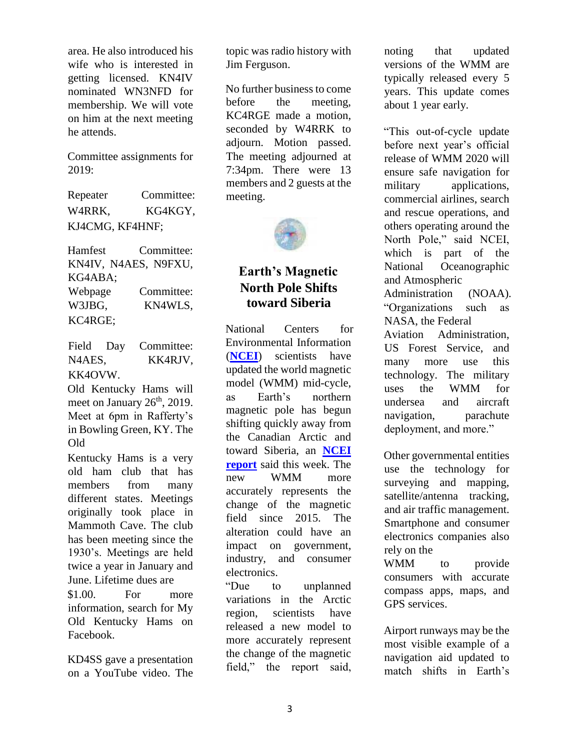area. He also introduced his wife who is interested in getting licensed. KN4IV nominated WN3NFD for membership. We will vote on him at the next meeting he attends.

Committee assignments for 2019:

Repeater Committee: W4RRK, KG4KGY, KJ4CMG, KF4HNF;

Hamfest Committee: KN4IV, N4AES, N9FXU, KG4ABA;

Webpage Committee: W3JBG, KN4WLS, KC4RGE;

Field Day Committee: N4AES, KK4RJV, KK4OVW.

Old Kentucky Hams will meet on January 26th, 2019. Meet at 6pm in Rafferty's in Bowling Green, KY. The Old Kentucky Hams is a very old ham club that has members from many different states. Meetings originally took place in Mammoth Cave. The club has been meeting since the 1930's. Meetings are held twice a year in January and June. Lifetime dues are $1.00. For more information, search for My Old Kentucky Hams on Facebook.

KD4SS gave a presentation on a YouTube video. The topic was radio history with Jim Ferguson.

No further business to come before the meeting, KC4RGE made a motion, seconded by W4RRK to adjourn. Motion passed. The meeting adjourned at 7:34pm. There were 13 members and 2 guests at the meeting.

## Earth's Magnetic North Pole Shifts toward Siberia

National Centers for Environmental Information (**NCEI**) scientists have updated the world magnetic model (WMM) mid-cycle, as Earth's northern magnetic pole has begun shifting quickly away from the Canadian Arctic and toward Siberia, an **NCEI report** said this week. The new WMM more accurately represents the change of the magnetic field since 2015. The alteration could have an impact on government, industry, and consumer electronics.

"Due to unplanned variations in the Arctic region, scientists have released a new model to more accurately represent the change of the magnetic field," the report said, noting that updated versions of the WMM are typically released every 5 years. This update comes about 1 year early.

"This out-of-cycle update before next year's official release of WMM 2020 will ensure safe navigation for military applications, commercial airlines, search and rescue operations, and others operating around the North Pole," said NCEI, which is part of the National Oceanographic and Atmospheric Administration (NOAA). "Organizations such as NASA, the Federal Aviation Administration, US Forest Service, and many more use this technology. The military uses the WMM for undersea and aircraft navigation, parachute deployment, and more."

Other governmental entities use the technology for surveying and mapping, satellite/antenna tracking, and air traffic management. Smartphone and consumer electronics companies also rely on the WMM to provide consumers with accurate compass apps, maps, and GPS services.

Airport runways may be the most visible example of a navigation aid updated to match shifts in Earth's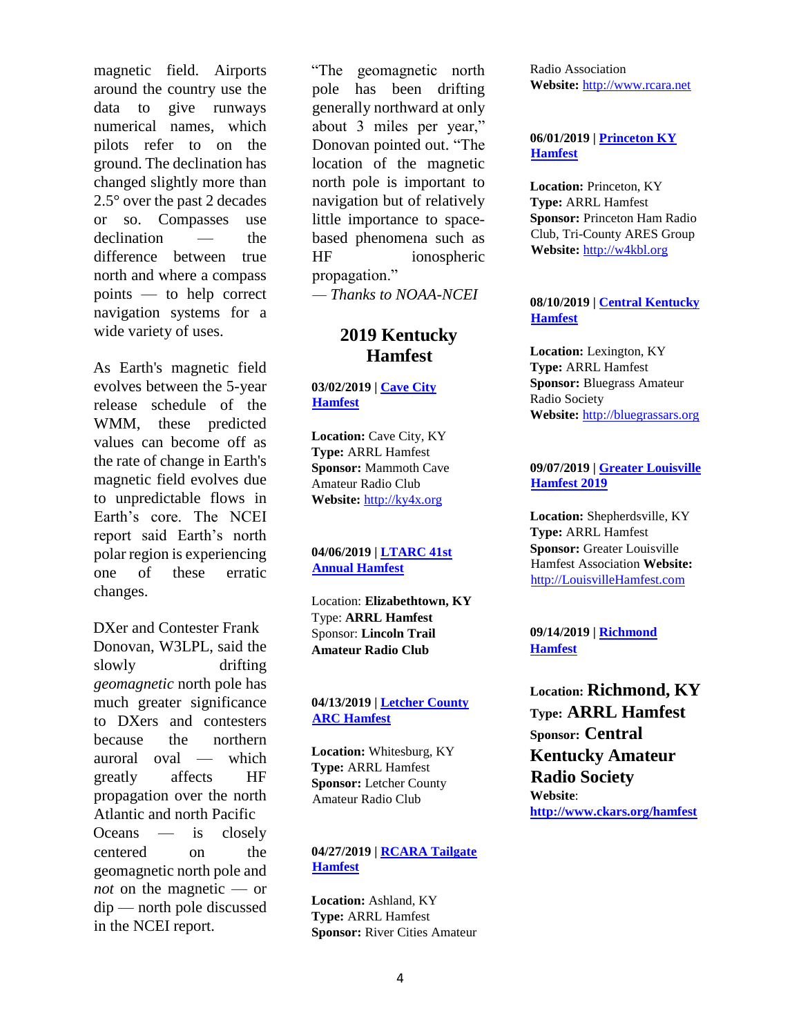magnetic field. Airports around the country use the data to give runways numerical names, which pilots refer to on the ground. The declination has changed slightly more than 2.5° over the past 2 decades or so. Compasses use declination — the difference between true north and where a compass points — to help correct navigation systems for a wide variety of uses.

As Earth's magnetic field evolves between the 5-year release schedule of the WMM, these predicted values can become off as the rate of change in Earth's magnetic field evolves due to unpredictable flows in Earth's core. The NCEI report said Earth's north polar region is experiencing one of these erratic changes.

DXer and Contester Frank Donovan, W3LPL, said the slowly drifting *geomagnetic* north pole has much greater significance to DXers and contesters because the northern auroral oval — which greatly affects HF propagation over the north Atlantic and north Pacific Oceans — is closely centered on the geomagnetic north pole and *not* on the magnetic — or dip — north pole discussed in the NCEI report.

"The geomagnetic north pole has been drifting generally northward at only about 3 miles per year," Donovan pointed out. "The location of the magnetic north pole is important to navigation but of relatively little importance to space-based phenomena such as HF ionospheric propagation."

*— Thanks to NOAA-NCEI*

## 2019 Kentucky Hamfest

**03/02/2019 | Cave City Hamfest**

**Location:** Cave City, KY
**Type:** ARRL Hamfest
**Sponsor:** Mammoth Cave Amateur Radio Club
**Website:** http://ky4x.org

**04/06/2019 | LTARC 41st Annual Hamfest**

Location: **Elizabethtown, KY**
Type: **ARRL Hamfest**
Sponsor: **Lincoln Trail Amateur Radio Club**

**04/13/2019 | Letcher County ARC Hamfest**

**Location:** Whitesburg, KY
**Type:** ARRL Hamfest
**Sponsor:** Letcher County Amateur Radio Club

**04/27/2019 | RCARA Tailgate Hamfest**

**Location:** Ashland, KY
**Type:** ARRL Hamfest
**Sponsor:** River Cities Amateur Radio Association
**Website:** http://www.rcara.net

**06/01/2019 | Princeton KY Hamfest**

**Location:** Princeton, KY
**Type:** ARRL Hamfest
**Sponsor:** Princeton Ham Radio Club, Tri-County ARES Group
**Website:** http://w4kbl.org

**08/10/2019 | Central Kentucky Hamfest**

**Location:** Lexington, KY
**Type:** ARRL Hamfest
**Sponsor:** Bluegrass Amateur Radio Society
**Website:** http://bluegrassars.org

**09/07/2019 | Greater Louisville Hamfest 2019**

**Location:** Shepherdsville, KY
**Type:** ARRL Hamfest
**Sponsor:** Greater Louisville Hamfest Association **Website:** http://LouisvilleHamfest.com

**09/14/2019 | Richmond Hamfest**

**Location: Richmond, KY**
**Type: ARRL Hamfest**
**Sponsor: Central Kentucky Amateur Radio Society**
**Website**: **http://www.ckars.org/hamfest**